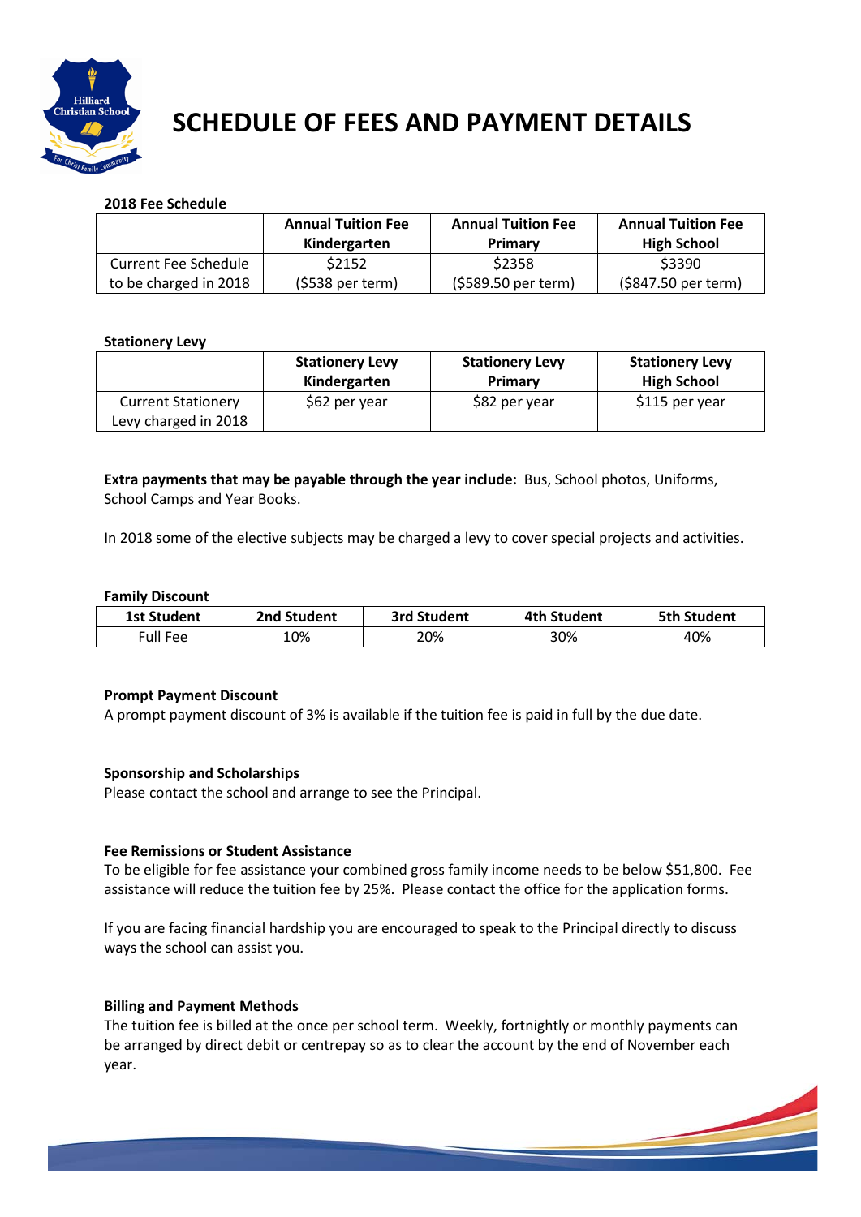# SCHEDULE OF FEES AND PAYMENT DETAILS

**2018 Fee Schedule**

| | Annual Tuition Fee Kindergarten | Annual Tuition Fee Primary | Annual Tuition Fee High School |
|---|---|---|---|
| Current Fee Schedule to be charged in 2018 | $2152 ($538 per term) | $2358 ($589.50 per term) | $3390 ($847.50 per term) |

**Stationery Levy**

| | Stationery Levy Kindergarten | Stationery Levy Primary | Stationery Levy High School |
|---|---|---|---|
| Current Stationery Levy charged in 2018 | $62 per year | $82 per year | $115 per year |

**Extra payments that may be payable through the year include:** Bus, School photos, Uniforms, School Camps and Year Books.

In 2018 some of the elective subjects may be charged a levy to cover special projects and activities.

**Family Discount**

| 1st Student | 2nd Student | 3rd Student | 4th Student | 5th Student |
|---|---|---|---|---|
| Full Fee | 10% | 20% | 30% | 40% |

**Prompt Payment Discount**

A prompt payment discount of 3% is available if the tuition fee is paid in full by the due date.

**Sponsorship and Scholarships**

Please contact the school and arrange to see the Principal.

**Fee Remissions or Student Assistance**

To be eligible for fee assistance your combined gross family income needs to be below $51,800. Fee assistance will reduce the tuition fee by 25%. Please contact the office for the application forms.

If you are facing financial hardship you are encouraged to speak to the Principal directly to discuss ways the school can assist you.

**Billing and Payment Methods**

The tuition fee is billed at the once per school term. Weekly, fortnightly or monthly payments can be arranged by direct debit or centrepay so as to clear the account by the end of November each year.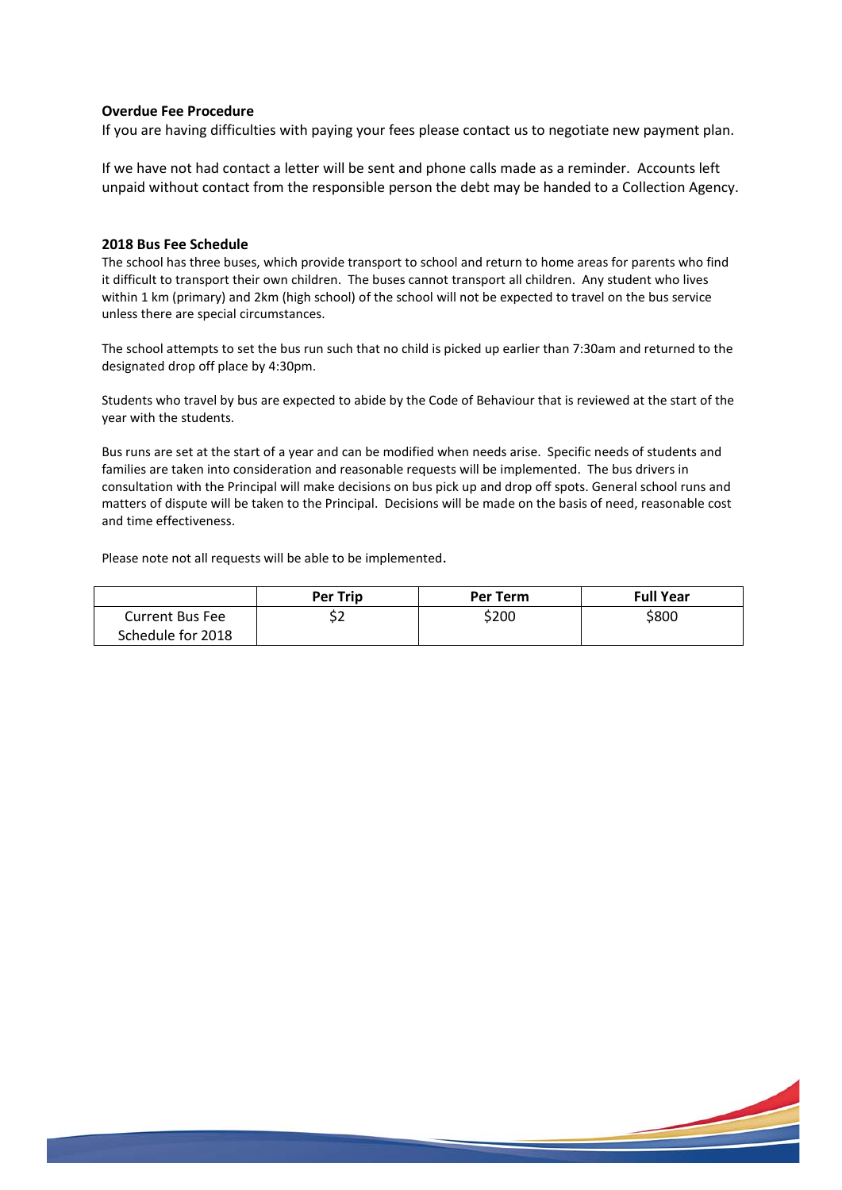**Overdue Fee Procedure**

If you are having difficulties with paying your fees please contact us to negotiate new payment plan.

If we have not had contact a letter will be sent and phone calls made as a reminder. Accounts left unpaid without contact from the responsible person the debt may be handed to a Collection Agency.

**2018 Bus Fee Schedule**

The school has three buses, which provide transport to school and return to home areas for parents who find it difficult to transport their own children. The buses cannot transport all children. Any student who lives within 1 km (primary) and 2km (high school) of the school will not be expected to travel on the bus service unless there are special circumstances.

The school attempts to set the bus run such that no child is picked up earlier than 7:30am and returned to the designated drop off place by 4:30pm.

Students who travel by bus are expected to abide by the Code of Behaviour that is reviewed at the start of the year with the students.

Bus runs are set at the start of a year and can be modified when needs arise. Specific needs of students and families are taken into consideration and reasonable requests will be implemented. The bus drivers in consultation with the Principal will make decisions on bus pick up and drop off spots. General school runs and matters of dispute will be taken to the Principal. Decisions will be made on the basis of need, reasonable cost and time effectiveness.

Please note not all requests will be able to be implemented.

| | Per Trip | Per Term | Full Year |
|---|---|---|---|
| Current Bus Fee Schedule for 2018 | $2 | $200 | $800 |